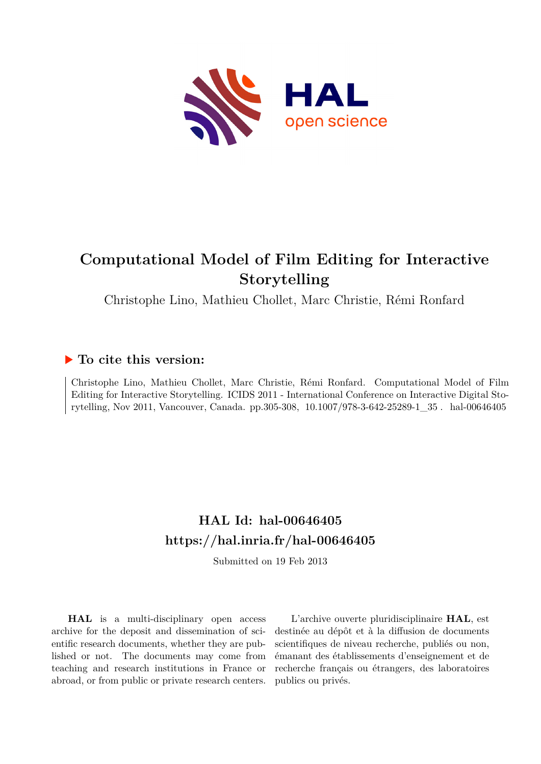# Computational Model of Film Editing for Interactive Storytelling

Christophe Lino, Mathieu Chollet, Marc Christie, Rémi Ronfard

## ▶ To cite this version:

Christophe Lino, Mathieu Chollet, Marc Christie, Rémi Ronfard. Computational Model of Film Editing for Interactive Storytelling. ICIDS 2011 - International Conference on Interactive Digital Storytelling, Nov 2011, Vancouver, Canada. pp.305-308, 10.1007/978-3-642-25289-1_35 . hal-00646405

## HAL Id: hal-00646405
## https://hal.inria.fr/hal-00646405

Submitted on 19 Feb 2013

**HAL** is a multi-disciplinary open access archive for the deposit and dissemination of scientific research documents, whether they are published or not. The documents may come from teaching and research institutions in France or abroad, or from public or private research centers.

L'archive ouverte pluridisciplinaire **HAL**, est destinée au dépôt et à la diffusion de documents scientifiques de niveau recherche, publiés ou non, émanant des établissements d'enseignement et de recherche français ou étrangers, des laboratoires publics ou privés.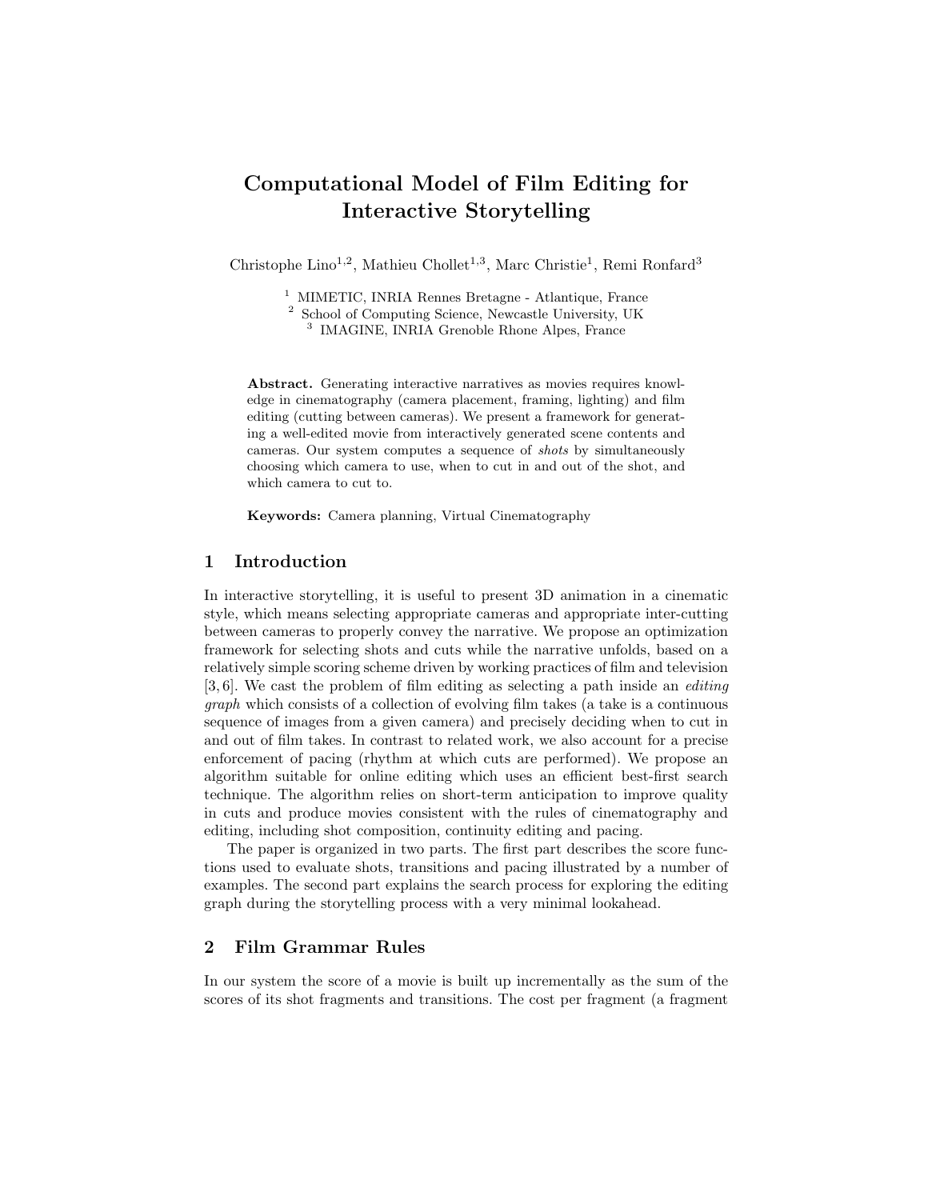# Computational Model of Film Editing for Interactive Storytelling

Christophe Lino[1,2], Mathieu Chollet[1,3], Marc Christie[1], Remi Ronfard[3]

[1] MIMETIC, INRIA Rennes Bretagne - Atlantique, France
[2] School of Computing Science, Newcastle University, UK
[3] IMAGINE, INRIA Grenoble Rhone Alpes, France

**Abstract.** Generating interactive narratives as movies requires knowledge in cinematography (camera placement, framing, lighting) and film editing (cutting between cameras). We present a framework for generating a well-edited movie from interactively generated scene contents and cameras. Our system computes a sequence of *shots* by simultaneously choosing which camera to use, when to cut in and out of the shot, and which camera to cut to.

**Keywords:** Camera planning, Virtual Cinematography

## 1 Introduction

In interactive storytelling, it is useful to present 3D animation in a cinematic style, which means selecting appropriate cameras and appropriate inter-cutting between cameras to properly convey the narrative. We propose an optimization framework for selecting shots and cuts while the narrative unfolds, based on a relatively simple scoring scheme driven by working practices of film and television [3, 6]. We cast the problem of film editing as selecting a path inside an *editing graph* which consists of a collection of evolving film takes (a take is a continuous sequence of images from a given camera) and precisely deciding when to cut in and out of film takes. In contrast to related work, we also account for a precise enforcement of pacing (rhythm at which cuts are performed). We propose an algorithm suitable for online editing which uses an efficient best-first search technique. The algorithm relies on short-term anticipation to improve quality in cuts and produce movies consistent with the rules of cinematography and editing, including shot composition, continuity editing and pacing.

The paper is organized in two parts. The first part describes the score functions used to evaluate shots, transitions and pacing illustrated by a number of examples. The second part explains the search process for exploring the editing graph during the storytelling process with a very minimal lookahead.

## 2 Film Grammar Rules

In our system the score of a movie is built up incrementally as the sum of the scores of its shot fragments and transitions. The cost per fragment (a fragment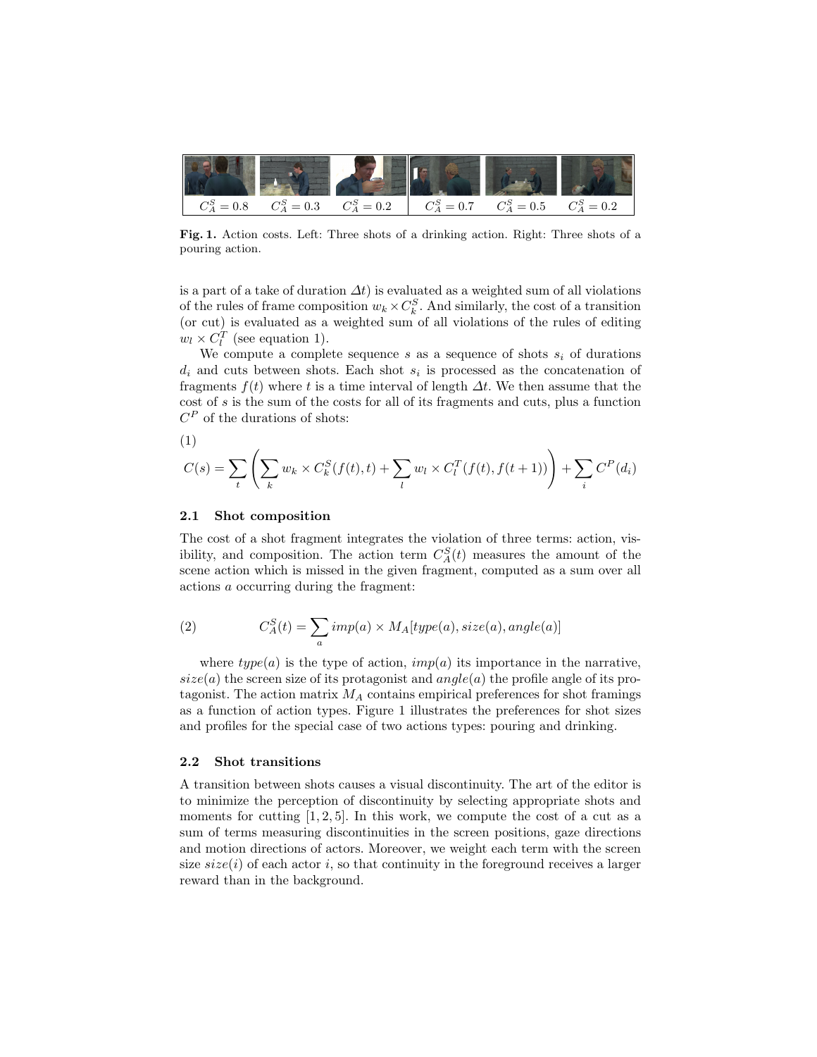| $C^S_A = 0.8$ | $C^S_A = 0.3$ | $C^S_A = 0.2$ | $C^S_A = 0.7$ | $C^S_A = 0.5$ | $C^S_A = 0.2$ |
|---|---|---|---|---|---|

**Fig. 1.** Action costs. Left: Three shots of a drinking action. Right: Three shots of a pouring action.

is a part of a take of duration $\Delta t$) is evaluated as a weighted sum of all violations of the rules of frame composition $w_k \times C^S_k$. And similarly, the cost of a transition (or cut) is evaluated as a weighted sum of all violations of the rules of editing $w_l \times C^T_l$ (see equation 1).

We compute a complete sequence $s$ as a sequence of shots $s_i$ of durations $d_i$ and cuts between shots. Each shot $s_i$ is processed as the concatenation of fragments $f(t)$ where $t$ is a time interval of length $\Delta t$. We then assume that the cost of $s$ is the sum of the costs for all of its fragments and cuts, plus a function $C^P$ of the durations of shots:

(1)

$$C(s) = \sum_t \left( \sum_k w_k \times C^S_k(f(t), t) + \sum_l w_l \times C^T_l(f(t), f(t+1)) \right) + \sum_i C^P(d_i)$$

### 2.1 Shot composition

The cost of a shot fragment integrates the violation of three terms: action, visibility, and composition. The action term $C^S_A(t)$ measures the amount of the scene action which is missed in the given fragment, computed as a sum over all actions $a$ occurring during the fragment:

$$C^S_A(t) = \sum_a imp(a) \times M_A[type(a), size(a), angle(a)] \tag{2}$$

where $type(a)$ is the type of action, $imp(a)$ its importance in the narrative, $size(a)$ the screen size of its protagonist and $angle(a)$ the profile angle of its protagonist. The action matrix $M_A$ contains empirical preferences for shot framings as a function of action types. Figure 1 illustrates the preferences for shot sizes and profiles for the special case of two actions types: pouring and drinking.

### 2.2 Shot transitions

A transition between shots causes a visual discontinuity. The art of the editor is to minimize the perception of discontinuity by selecting appropriate shots and moments for cutting [1, 2, 5]. In this work, we compute the cost of a cut as a sum of terms measuring discontinuities in the screen positions, gaze directions and motion directions of actors. Moreover, we weight each term with the screen size $size(i)$ of each actor $i$, so that continuity in the foreground receives a larger reward than in the background.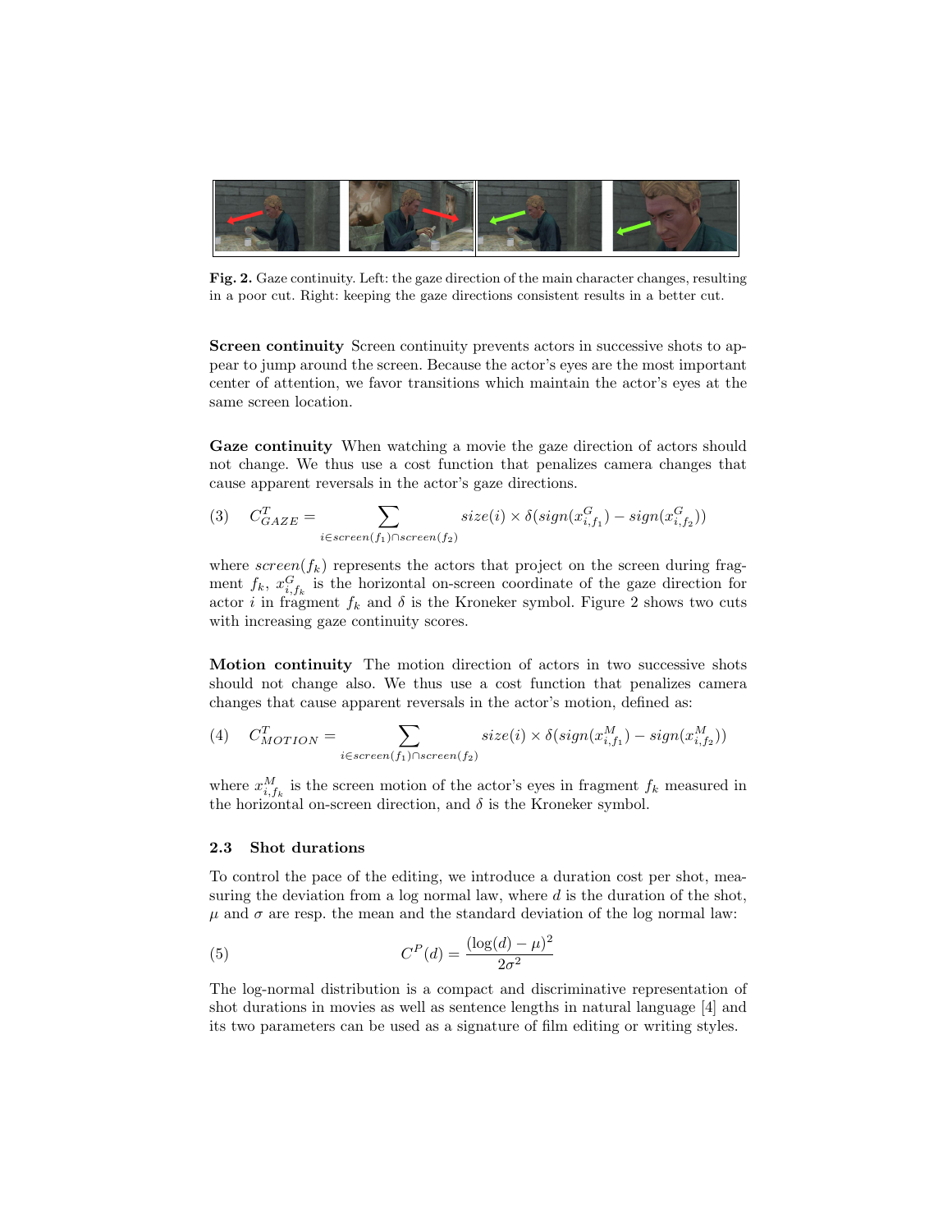**Fig. 2.** Gaze continuity. Left: the gaze direction of the main character changes, resulting in a poor cut. Right: keeping the gaze directions consistent results in a better cut.

**Screen continuity** Screen continuity prevents actors in successive shots to appear to jump around the screen. Because the actor's eyes are the most important center of attention, we favor transitions which maintain the actor's eyes at the same screen location.

**Gaze continuity** When watching a movie the gaze direction of actors should not change. We thus use a cost function that penalizes camera changes that cause apparent reversals in the actor's gaze directions.

$$C^T_{GAZE} = \sum_{i \in screen(f_1) \cap screen(f_2)} size(i) \times \delta(sign(x^G_{i,f_1}) - sign(x^G_{i,f_2})) \tag{3}$$

where $screen(f_k)$ represents the actors that project on the screen during fragment $f_k$, $x^G_{i,f_k}$ is the horizontal on-screen coordinate of the gaze direction for actor $i$ in fragment $f_k$ and $\delta$ is the Kroneker symbol. Figure 2 shows two cuts with increasing gaze continuity scores.

**Motion continuity** The motion direction of actors in two successive shots should not change also. We thus use a cost function that penalizes camera changes that cause apparent reversals in the actor's motion, defined as:

$$C^T_{MOTION} = \sum_{i \in screen(f_1) \cap screen(f_2)} size(i) \times \delta(sign(x^M_{i,f_1}) - sign(x^M_{i,f_2})) \tag{4}$$

where $x^M_{i,f_k}$ is the screen motion of the actor's eyes in fragment $f_k$ measured in the horizontal on-screen direction, and $\delta$ is the Kroneker symbol.

### 2.3 Shot durations

To control the pace of the editing, we introduce a duration cost per shot, measuring the deviation from a log normal law, where $d$ is the duration of the shot, $\mu$ and $\sigma$ are resp. the mean and the standard deviation of the log normal law:

$$C^P(d) = \frac{(\log(d) - \mu)^2}{2\sigma^2} \tag{5}$$

The log-normal distribution is a compact and discriminative representation of shot durations in movies as well as sentence lengths in natural language [4] and its two parameters can be used as a signature of film editing or writing styles.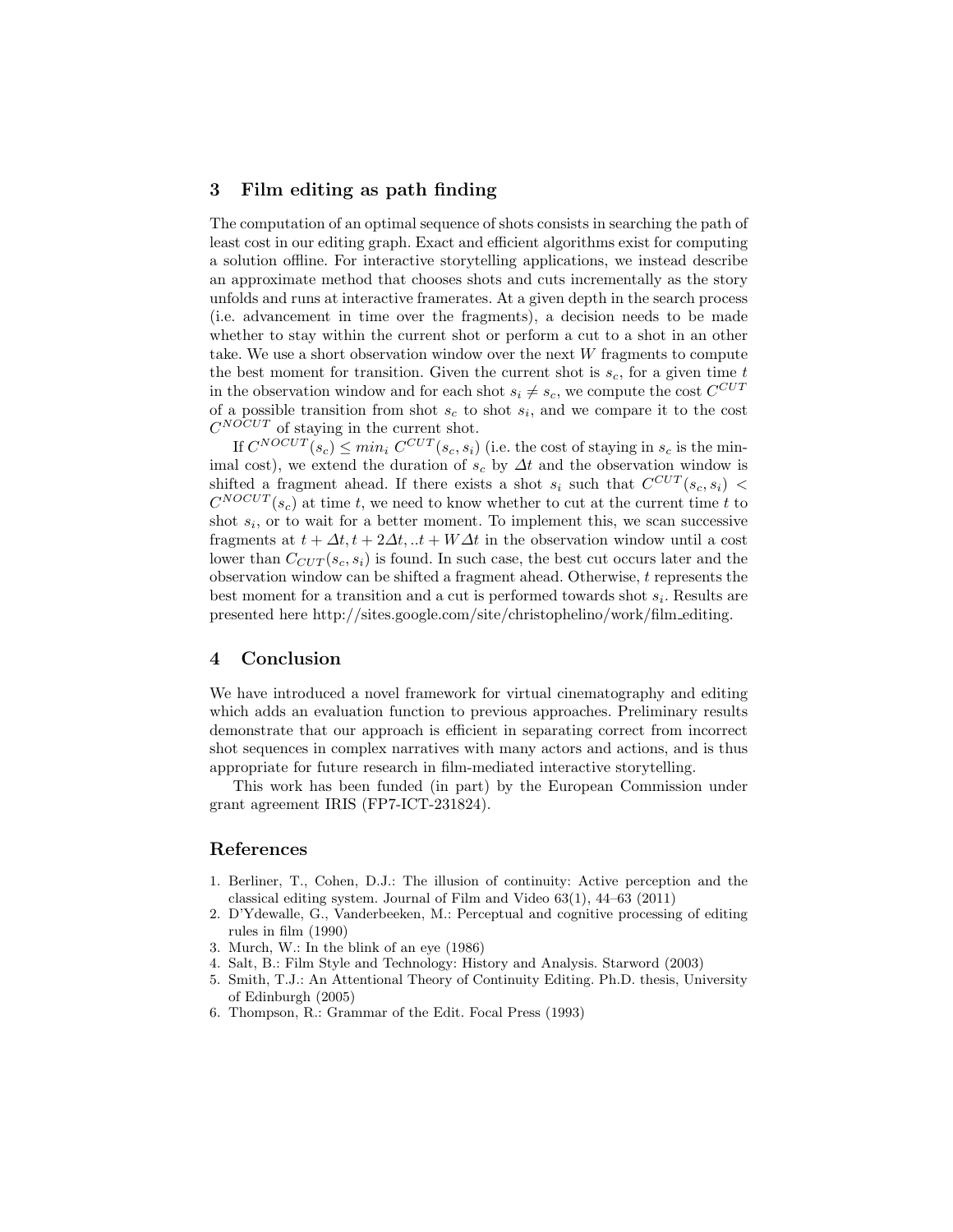## 3 Film editing as path finding

The computation of an optimal sequence of shots consists in searching the path of least cost in our editing graph. Exact and efficient algorithms exist for computing a solution offline. For interactive storytelling applications, we instead describe an approximate method that chooses shots and cuts incrementally as the story unfolds and runs at interactive framerates. At a given depth in the search process (i.e. advancement in time over the fragments), a decision needs to be made whether to stay within the current shot or perform a cut to a shot in an other take. We use a short observation window over the next $W$ fragments to compute the best moment for transition. Given the current shot is $s_c$, for a given time $t$ in the observation window and for each shot $s_i \neq s_c$, we compute the cost $C^{CUT}$ of a possible transition from shot $s_c$ to shot $s_i$, and we compare it to the cost $C^{NOCUT}$ of staying in the current shot.

If $C^{NOCUT}(s_c) \leq min_i \; C^{CUT}(s_c, s_i)$ (i.e. the cost of staying in $s_c$ is the minimal cost), we extend the duration of $s_c$ by $\Delta t$ and the observation window is shifted a fragment ahead. If there exists a shot $s_i$ such that $C^{CUT}(s_c, s_i) < C^{NOCUT}(s_c)$ at time $t$, we need to know whether to cut at the current time $t$ to shot $s_i$, or to wait for a better moment. To implement this, we scan successive fragments at $t + \Delta t, t + 2\Delta t, ..t + W\Delta t$ in the observation window until a cost lower than $C_{CUT}(s_c, s_i)$ is found. In such case, the best cut occurs later and the observation window can be shifted a fragment ahead. Otherwise, $t$ represents the best moment for a transition and a cut is performed towards shot $s_i$. Results are presented here http://sites.google.com/site/christophelino/work/film_editing.

## 4 Conclusion

We have introduced a novel framework for virtual cinematography and editing which adds an evaluation function to previous approaches. Preliminary results demonstrate that our approach is efficient in separating correct from incorrect shot sequences in complex narratives with many actors and actions, and is thus appropriate for future research in film-mediated interactive storytelling.

This work has been funded (in part) by the European Commission under grant agreement IRIS (FP7-ICT-231824).

## References

1. Berliner, T., Cohen, D.J.: The illusion of continuity: Active perception and the classical editing system. Journal of Film and Video 63(1), 44–63 (2011)
2. D'Ydewalle, G., Vanderbeeken, M.: Perceptual and cognitive processing of editing rules in film (1990)
3. Murch, W.: In the blink of an eye (1986)
4. Salt, B.: Film Style and Technology: History and Analysis. Starword (2003)
5. Smith, T.J.: An Attentional Theory of Continuity Editing. Ph.D. thesis, University of Edinburgh (2005)
6. Thompson, R.: Grammar of the Edit. Focal Press (1993)